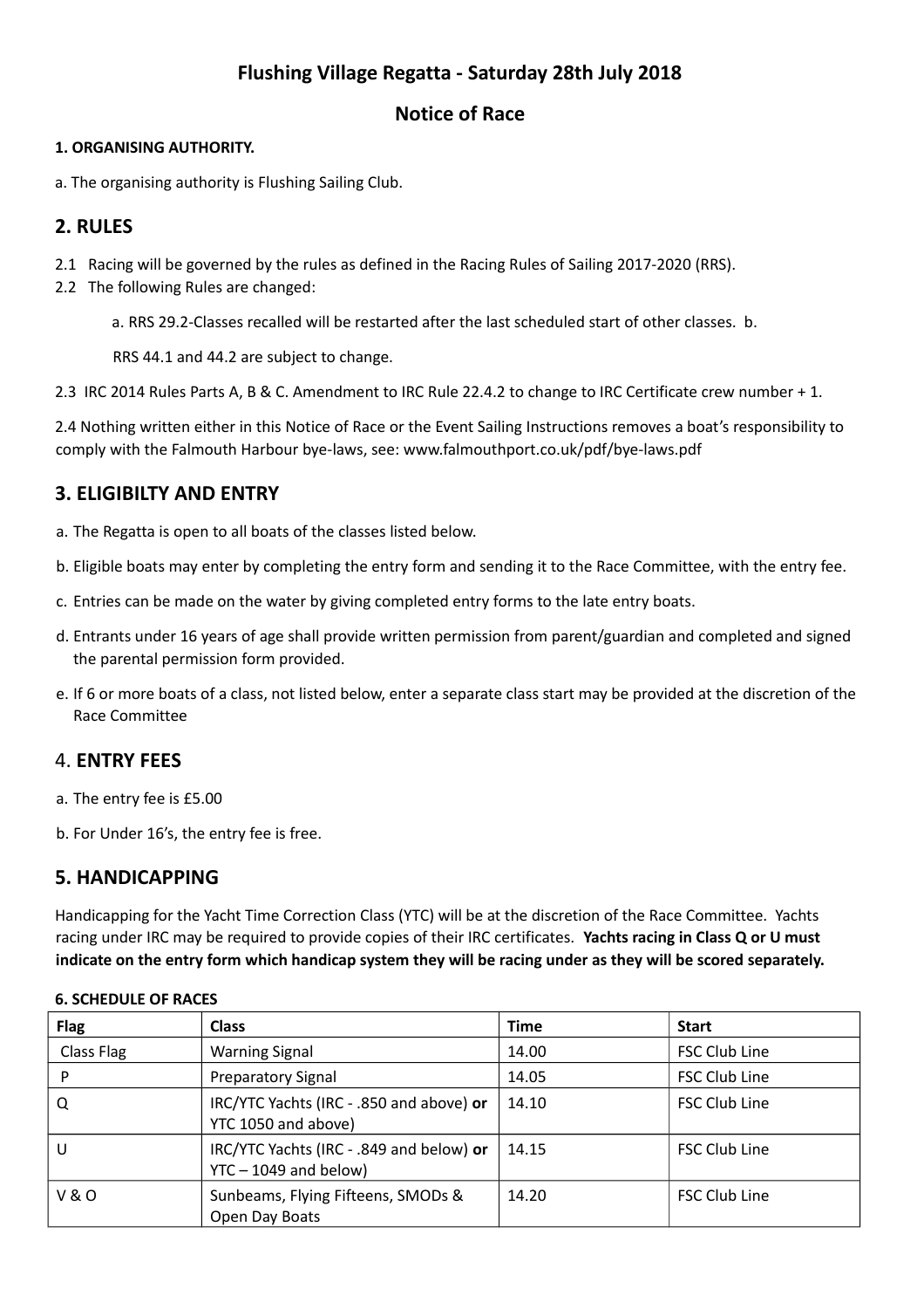# Flushing Village Regatta - Saturday 28th July 2018

## Notice of Race

**1. ORGANISING AUTHORITY.**

a. The organising authority is Flushing Sailing Club.

## 2. RULES

2.1 Racing will be governed by the rules as defined in the Racing Rules of Sailing 2017-2020 (RRS).

2.2 The following Rules are changed:

a. RRS 29.2-Classes recalled will be restarted after the last scheduled start of other classes. b.

RRS 44.1 and 44.2 are subject to change.

2.3 IRC 2014 Rules Parts A, B & C. Amendment to IRC Rule 22.4.2 to change to IRC Certificate crew number + 1.

2.4 Nothing written either in this Notice of Race or the Event Sailing Instructions removes a boat's responsibility to comply with the Falmouth Harbour bye-laws, see: www.falmouthport.co.uk/pdf/bye-laws.pdf

## 3. ELIGIBILTY AND ENTRY

a. The Regatta is open to all boats of the classes listed below.

b. Eligible boats may enter by completing the entry form and sending it to the Race Committee, with the entry fee.

c. Entries can be made on the water by giving completed entry forms to the late entry boats.

d. Entrants under 16 years of age shall provide written permission from parent/guardian and completed and signed the parental permission form provided.

e. If 6 or more boats of a class, not listed below, enter a separate class start may be provided at the discretion of the Race Committee

## 4. ENTRY FEES

a. The entry fee is £5.00

b. For Under 16's, the entry fee is free.

## 5. HANDICAPPING

Handicapping for the Yacht Time Correction Class (YTC) will be at the discretion of the Race Committee. Yachts racing under IRC may be required to provide copies of their IRC certificates. **Yachts racing in Class Q or U must indicate on the entry form which handicap system they will be racing under as they will be scored separately.**

**6. SCHEDULE OF RACES**

| Flag | Class | Time | Start |
|---|---|---|---|
| Class Flag | Warning Signal | 14.00 | FSC Club Line |
| P | Preparatory Signal | 14.05 | FSC Club Line |
| Q | IRC/YTC Yachts (IRC - .850 and above) **or** YTC 1050 and above) | 14.10 | FSC Club Line |
| U | IRC/YTC Yachts (IRC - .849 and below) **or** YTC – 1049 and below) | 14.15 | FSC Club Line |
| V & O | Sunbeams, Flying Fifteens, SMODs & Open Day Boats | 14.20 | FSC Club Line |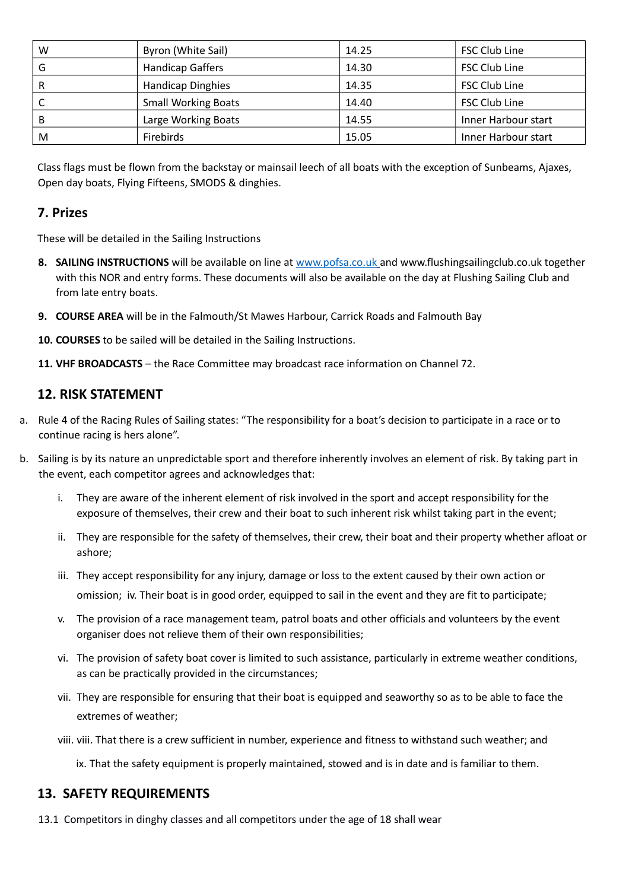| W | Byron (White Sail) | 14.25 | FSC Club Line |
|---|---|---|---|
| G | Handicap Gaffers | 14.30 | FSC Club Line |
| R | Handicap Dinghies | 14.35 | FSC Club Line |
| C | Small Working Boats | 14.40 | FSC Club Line |
| B | Large Working Boats | 14.55 | Inner Harbour start |
| M | Firebirds | 15.05 | Inner Harbour start |

Class flags must be flown from the backstay or mainsail leech of all boats with the exception of Sunbeams, Ajaxes, Open day boats, Flying Fifteens, SMODS & dinghies.

## 7. Prizes

These will be detailed in the Sailing Instructions

8. **SAILING INSTRUCTIONS** will be available on line at www.pofsa.co.uk and www.flushingsailingclub.co.uk together with this NOR and entry forms. These documents will also be available on the day at Flushing Sailing Club and from late entry boats.

9. **COURSE AREA** will be in the Falmouth/St Mawes Harbour, Carrick Roads and Falmouth Bay

10. **COURSES** to be sailed will be detailed in the Sailing Instructions.

11. **VHF BROADCASTS** – the Race Committee may broadcast race information on Channel 72.

## 12. RISK STATEMENT

a. Rule 4 of the Racing Rules of Sailing states: "The responsibility for a boat's decision to participate in a race or to continue racing is hers alone".

b. Sailing is by its nature an unpredictable sport and therefore inherently involves an element of risk. By taking part in the event, each competitor agrees and acknowledges that:

   i. They are aware of the inherent element of risk involved in the sport and accept responsibility for the exposure of themselves, their crew and their boat to such inherent risk whilst taking part in the event;

   ii. They are responsible for the safety of themselves, their crew, their boat and their property whether afloat or ashore;

   iii. They accept responsibility for any injury, damage or loss to the extent caused by their own action or omission; iv. Their boat is in good order, equipped to sail in the event and they are fit to participate;

   v. The provision of a race management team, patrol boats and other officials and volunteers by the event organiser does not relieve them of their own responsibilities;

   vi. The provision of safety boat cover is limited to such assistance, particularly in extreme weather conditions, as can be practically provided in the circumstances;

   vii. They are responsible for ensuring that their boat is equipped and seaworthy so as to be able to face the extremes of weather;

   viii. viii. That there is a crew sufficient in number, experience and fitness to withstand such weather; and

   ix. That the safety equipment is properly maintained, stowed and is in date and is familiar to them.

## 13. SAFETY REQUIREMENTS

13.1 Competitors in dinghy classes and all competitors under the age of 18 shall wear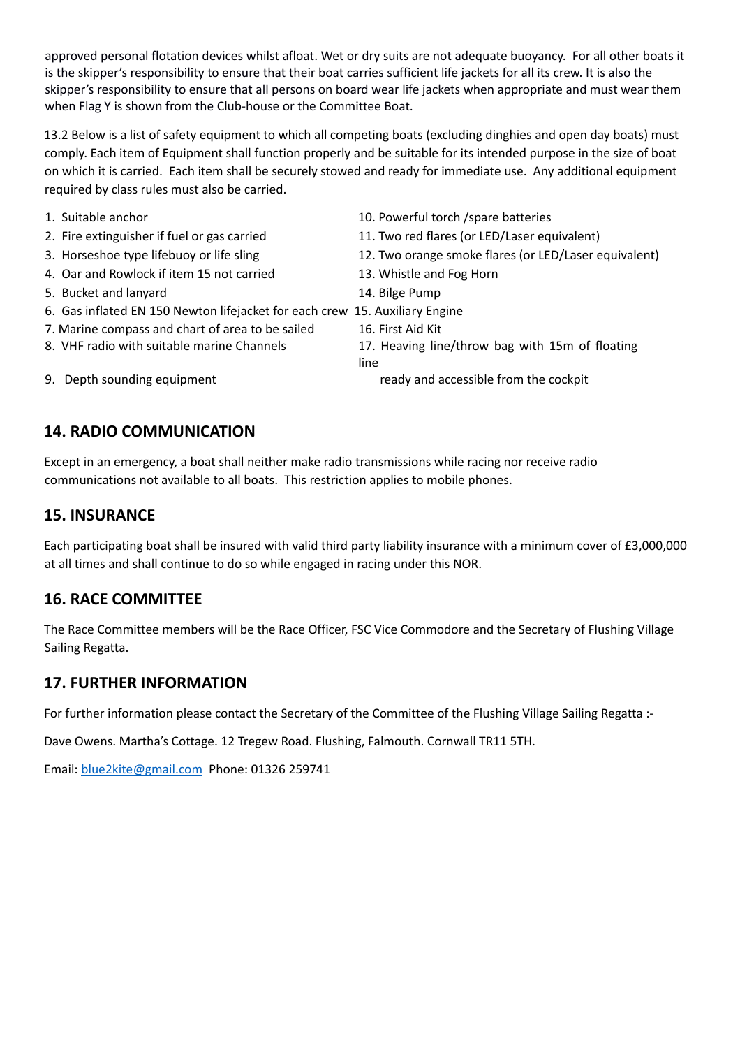approved personal flotation devices whilst afloat. Wet or dry suits are not adequate buoyancy. For all other boats it is the skipper's responsibility to ensure that their boat carries sufficient life jackets for all its crew. It is also the skipper's responsibility to ensure that all persons on board wear life jackets when appropriate and must wear them when Flag Y is shown from the Club-house or the Committee Boat.

13.2 Below is a list of safety equipment to which all competing boats (excluding dinghies and open day boats) must comply. Each item of Equipment shall function properly and be suitable for its intended purpose in the size of boat on which it is carried. Each item shall be securely stowed and ready for immediate use. Any additional equipment required by class rules must also be carried.

1. Suitable anchor
2. Fire extinguisher if fuel or gas carried
3. Horseshoe type lifebuoy or life sling
4. Oar and Rowlock if item 15 not carried
5. Bucket and lanyard
6. Gas inflated EN 150 Newton lifejacket for each crew
7. Marine compass and chart of area to be sailed
8. VHF radio with suitable marine Channels
9. Depth sounding equipment
10. Powerful torch /spare batteries
11. Two red flares (or LED/Laser equivalent)
12. Two orange smoke flares (or LED/Laser equivalent)
13. Whistle and Fog Horn
14. Bilge Pump
15. Auxiliary Engine
16. First Aid Kit
17. Heaving line/throw bag with 15m of floating line ready and accessible from the cockpit

## 14. RADIO COMMUNICATION

Except in an emergency, a boat shall neither make radio transmissions while racing nor receive radio communications not available to all boats. This restriction applies to mobile phones.

## 15. INSURANCE

Each participating boat shall be insured with valid third party liability insurance with a minimum cover of £3,000,000 at all times and shall continue to do so while engaged in racing under this NOR.

## 16. RACE COMMITTEE

The Race Committee members will be the Race Officer, FSC Vice Commodore and the Secretary of Flushing Village Sailing Regatta.

## 17. FURTHER INFORMATION

For further information please contact the Secretary of the Committee of the Flushing Village Sailing Regatta :-

Dave Owens. Martha's Cottage. 12 Tregew Road. Flushing, Falmouth. Cornwall TR11 5TH.

Email: blue2kite@gmail.com Phone: 01326 259741